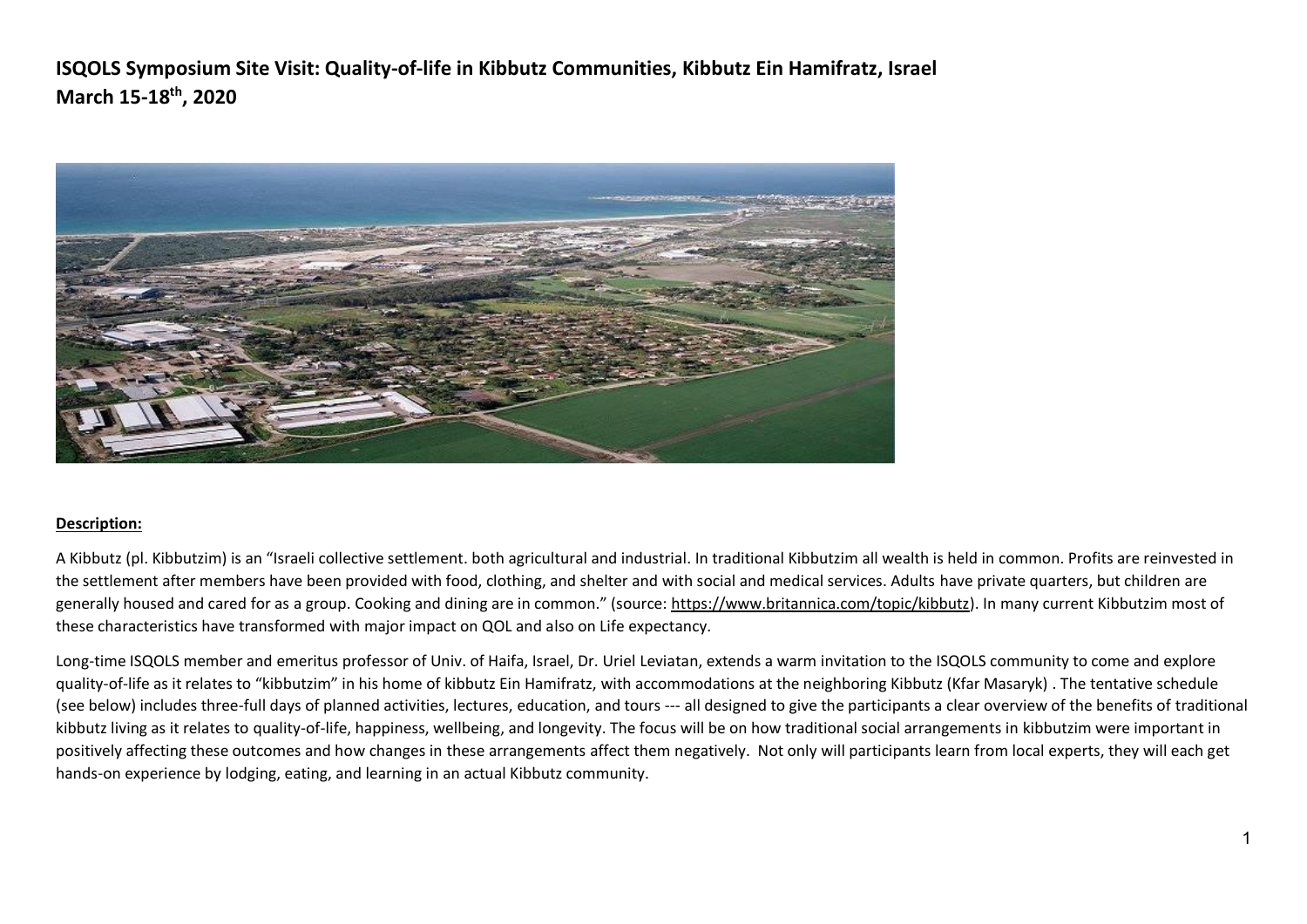# ISQOLS Symposium Site Visit: Quality-of-life in Kibbutz Communities, Kibbutz Ein Hamifratz, Israel
## March 15-18th, 2020

**Description:**

A Kibbutz (pl. Kibbutzim) is an "Israeli collective settlement. both agricultural and industrial. In traditional Kibbutzim all wealth is held in common. Profits are reinvested in the settlement after members have been provided with food, clothing, and shelter and with social and medical services. Adults have private quarters, but children are generally housed and cared for as a group. Cooking and dining are in common." (source: https://www.britannica.com/topic/kibbutz). In many current Kibbutzim most of these characteristics have transformed with major impact on QOL and also on Life expectancy.

Long-time ISQOLS member and emeritus professor of Univ. of Haifa, Israel, Dr. Uriel Leviatan, extends a warm invitation to the ISQOLS community to come and explore quality-of-life as it relates to "kibbutzim" in his home of kibbutz Ein Hamifratz, with accommodations at the neighboring Kibbutz (Kfar Masaryk) . The tentative schedule (see below) includes three-full days of planned activities, lectures, education, and tours --- all designed to give the participants a clear overview of the benefits of traditional kibbutz living as it relates to quality-of-life, happiness, wellbeing, and longevity. The focus will be on how traditional social arrangements in kibbutzim were important in positively affecting these outcomes and how changes in these arrangements affect them negatively. Not only will participants learn from local experts, they will each get hands-on experience by lodging, eating, and learning in an actual Kibbutz community.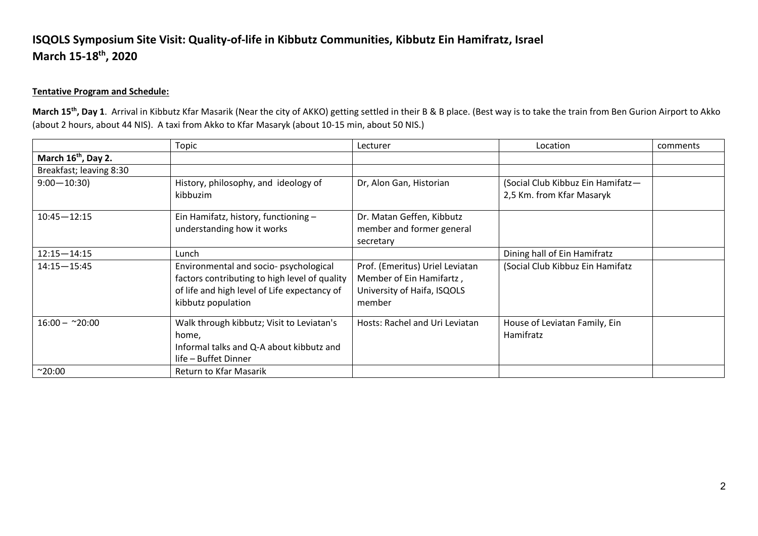# ISQOLS Symposium Site Visit: Quality-of-life in Kibbutz Communities, Kibbutz Ein Hamifratz, Israel
# March 15-18th, 2020

**Tentative Program and Schedule:**

**March 15th, Day 1**. Arrival in Kibbutz Kfar Masarik (Near the city of AKKO) getting settled in their B & B place. (Best way is to take the train from Ben Gurion Airport to Akko (about 2 hours, about 44 NIS). A taxi from Akko to Kfar Masaryk (about 10-15 min, about 50 NIS.)

| | Topic | Lecturer | Location | comments |
|---|---|---|---|---|
| **March 16th, Day 2.** | | | | |
| Breakfast; leaving 8:30 | | | | |
| 9:00—10:30) | History, philosophy, and ideology of kibbuzim | Dr, Alon Gan, Historian | (Social Club Kibbuz Ein Hamifatz—2,5 Km. from Kfar Masaryk | |
| 10:45—12:15 | Ein Hamifatz, history, functioning – understanding how it works | Dr. Matan Geffen, Kibbutz member and former general secretary | | |
| 12:15—14:15 | Lunch | | Dining hall of Ein Hamifratz | |
| 14:15—15:45 | Environmental and socio- psychological factors contributing to high level of quality of life and high level of Life expectancy of kibbutz population | Prof. (Emeritus) Uriel Leviatan Member of Ein Hamifartz , University of Haifa, ISQOLS member | (Social Club Kibbuz Ein Hamifatz | |
| 16:00 – ~20:00 | Walk through kibbutz; Visit to Leviatan's home, Informal talks and Q-A about kibbutz and life – Buffet Dinner | Hosts: Rachel and Uri Leviatan | House of Leviatan Family, Ein Hamifratz | |
| ~20:00 | Return to Kfar Masarik | | | |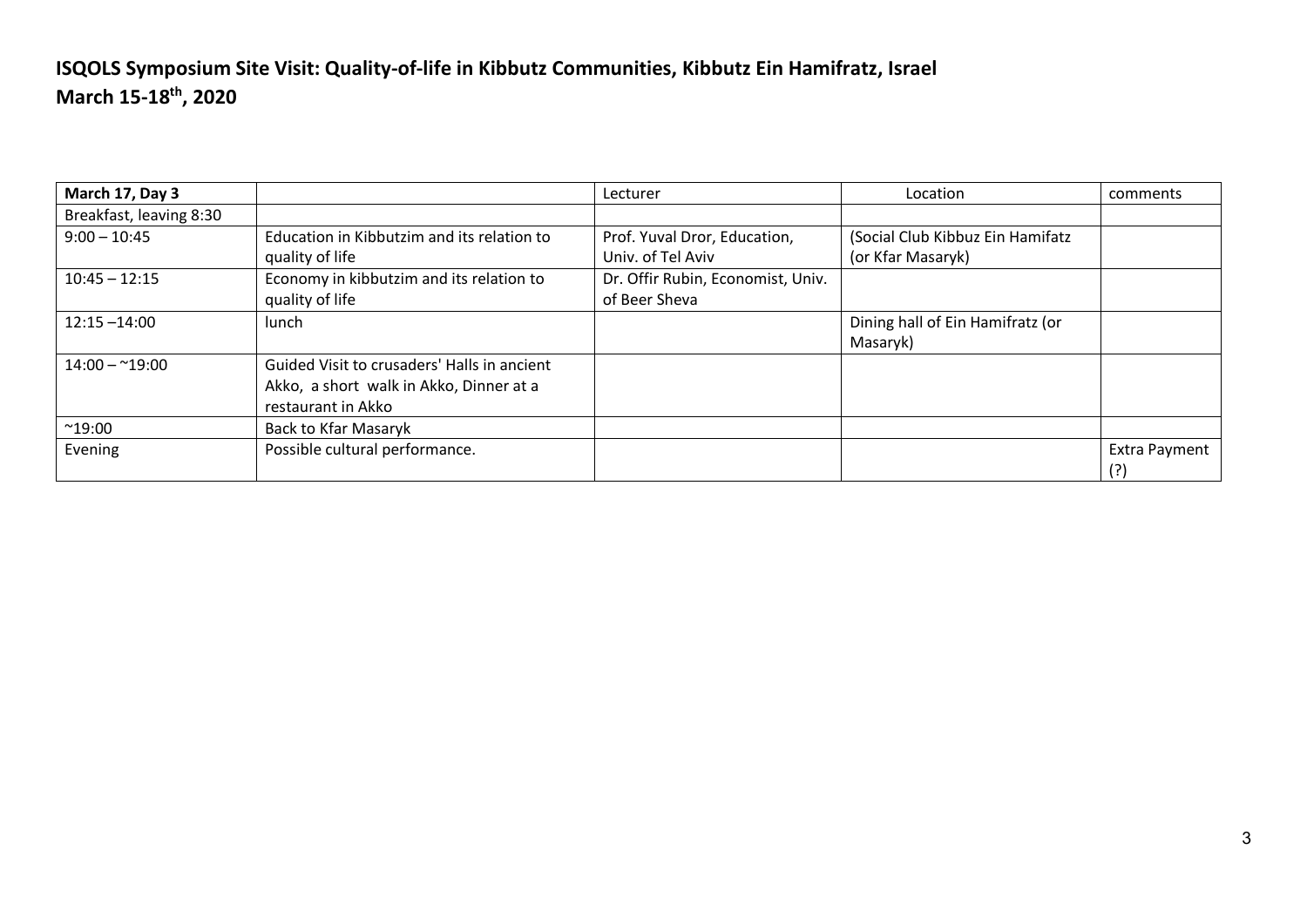**ISQOLS Symposium Site Visit: Quality-of-life in Kibbutz Communities, Kibbutz Ein Hamifratz, Israel**
**March 15-18th, 2020**

| **March 17, Day 3** | | Lecturer | Location | comments |
|---|---|---|---|---|
| Breakfast, leaving 8:30 | | | | |
| 9:00 – 10:45 | Education in Kibbutzim and its relation to quality of life | Prof. Yuval Dror, Education, Univ. of Tel Aviv | (Social Club Kibbuz Ein Hamifatz (or Kfar Masaryk) | |
| 10:45 – 12:15 | Economy in kibbutzim and its relation to quality of life | Dr. Offir Rubin, Economist, Univ. of Beer Sheva | | |
| 12:15 –14:00 | lunch | | Dining hall of Ein Hamifratz (or Masaryk) | |
| 14:00 – ~19:00 | Guided Visit to crusaders' Halls in ancient Akko, a short walk in Akko, Dinner at a restaurant in Akko | | | |
| ~19:00 | Back to Kfar Masaryk | | | |
| Evening | Possible cultural performance. | | | Extra Payment (?) |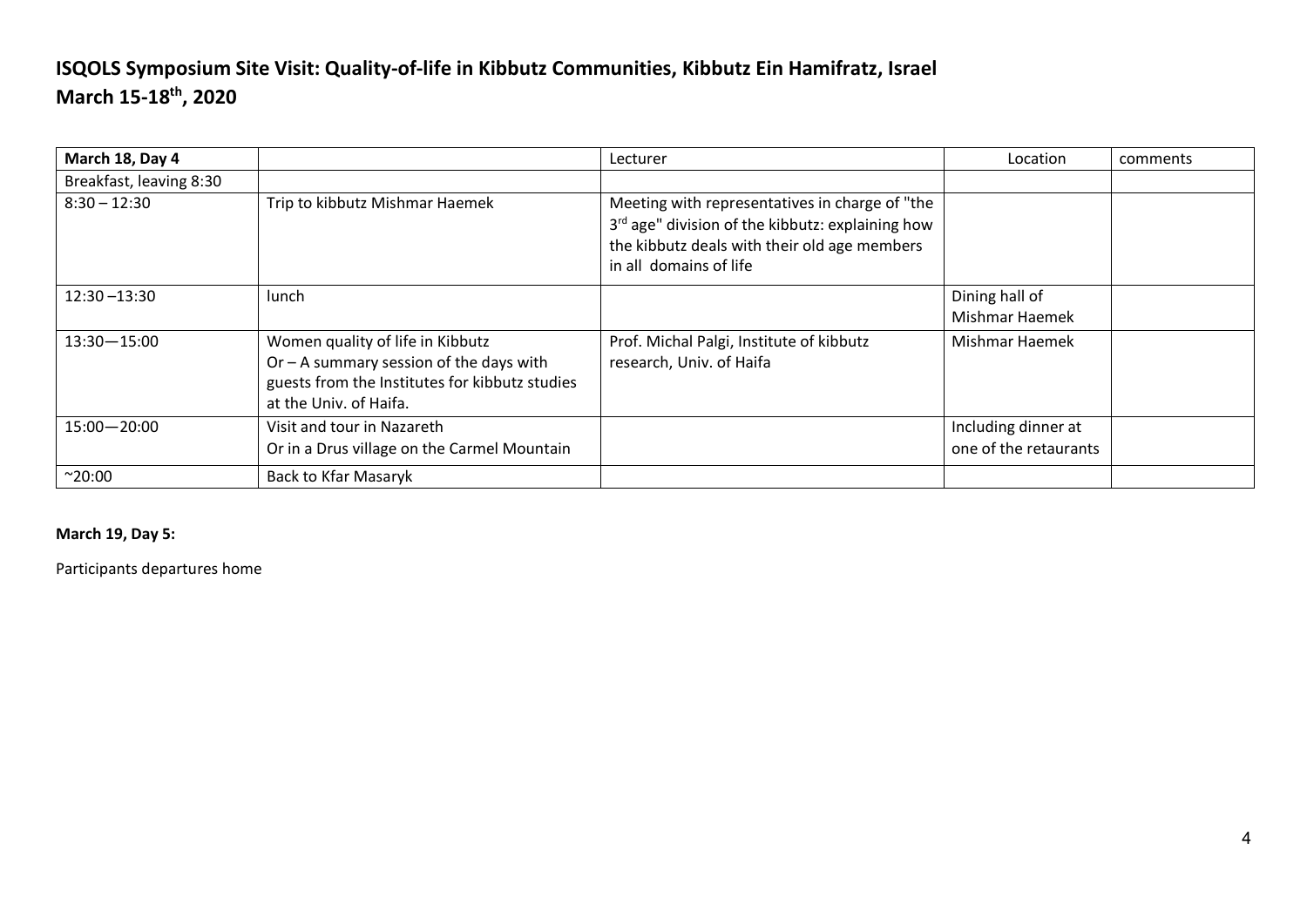## ISQOLS Symposium Site Visit: Quality-of-life in Kibbutz Communities, Kibbutz Ein Hamifratz, Israel
## March 15-18th, 2020

| March 18, Day 4 | | Lecturer | Location | comments |
|---|---|---|---|---|
| Breakfast, leaving 8:30 | | | | |
| 8:30 – 12:30 | Trip to kibbutz Mishmar Haemek | Meeting with representatives in charge of "the 3rd age" division of the kibbutz: explaining how the kibbutz deals with their old age members in all domains of life | | |
| 12:30 –13:30 | lunch | | Dining hall of Mishmar Haemek | |
| 13:30—15:00 | Women quality of life in Kibbutz<br>Or – A summary session of the days with guests from the Institutes for kibbutz studies at the Univ. of Haifa. | Prof. Michal Palgi, Institute of kibbutz research, Univ. of Haifa | Mishmar Haemek | |
| 15:00—20:00 | Visit and tour in Nazareth<br>Or in a Drus village on the Carmel Mountain | | Including dinner at one of the retaurants | |
| ~20:00 | Back to Kfar Masaryk | | | |

**March 19, Day 5:**

Participants departures home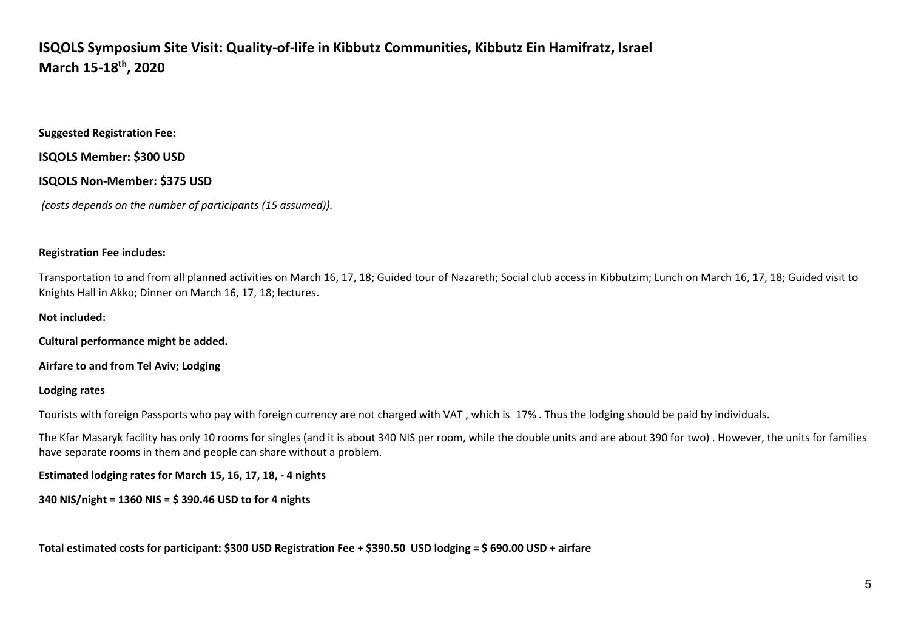## ISQOLS Symposium Site Visit: Quality-of-life in Kibbutz Communities, Kibbutz Ein Hamifratz, Israel
## March 15-18th, 2020

**Suggested Registration Fee:**

**ISQOLS Member: $300 USD**

**ISQOLS Non-Member: $375 USD**

*(costs depends on the number of participants (15 assumed)).*

**Registration Fee includes:**

Transportation to and from all planned activities on March 16, 17, 18; Guided tour of Nazareth; Social club access in Kibbutzim; Lunch on March 16, 17, 18; Guided visit to Knights Hall in Akko; Dinner on March 16, 17, 18; lectures.

**Not included:**

**Cultural performance might be added.**

**Airfare to and from Tel Aviv; Lodging**

**Lodging rates**

Tourists with foreign Passports who pay with foreign currency are not charged with VAT , which is 17% . Thus the lodging should be paid by individuals.

The Kfar Masaryk facility has only 10 rooms for singles (and it is about 340 NIS per room, while the double units and are about 390 for two) . However, the units for families have separate rooms in them and people can share without a problem.

**Estimated lodging rates for March 15, 16, 17, 18, - 4 nights**

**340 NIS/night = 1360 NIS = $ 390.46 USD to for 4 nights**

**Total estimated costs for participant: $300 USD Registration Fee + $390.50 USD lodging = $ 690.00 USD + airfare**